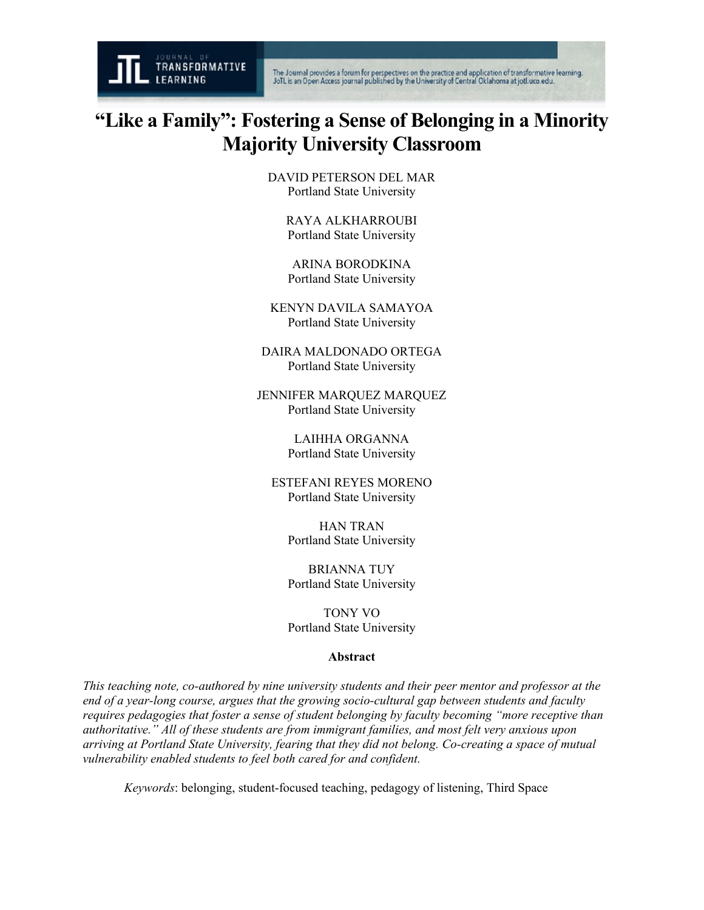# "Like a Family": Fostering a Sense of Belonging in a Minority Majority University Classroom

DAVID PETERSON DEL MAR
Portland State University

RAYA ALKHARROUBI
Portland State University

ARINA BORODKINA
Portland State University

KENYN DAVILA SAMAYOA
Portland State University

DAIRA MALDONADO ORTEGA
Portland State University

JENNIFER MARQUEZ MARQUEZ
Portland State University

LAIHHA ORGANNA
Portland State University

ESTEFANI REYES MORENO
Portland State University

HAN TRAN
Portland State University

BRIANNA TUY
Portland State University

TONY VO
Portland State University

**Abstract**

*This teaching note, co-authored by nine university students and their peer mentor and professor at the end of a year-long course, argues that the growing socio-cultural gap between students and faculty requires pedagogies that foster a sense of student belonging by faculty becoming "more receptive than authoritative." All of these students are from immigrant families, and most felt very anxious upon arriving at Portland State University, fearing that they did not belong. Co-creating a space of mutual vulnerability enabled students to feel both cared for and confident.*

*Keywords*: belonging, student-focused teaching, pedagogy of listening, Third Space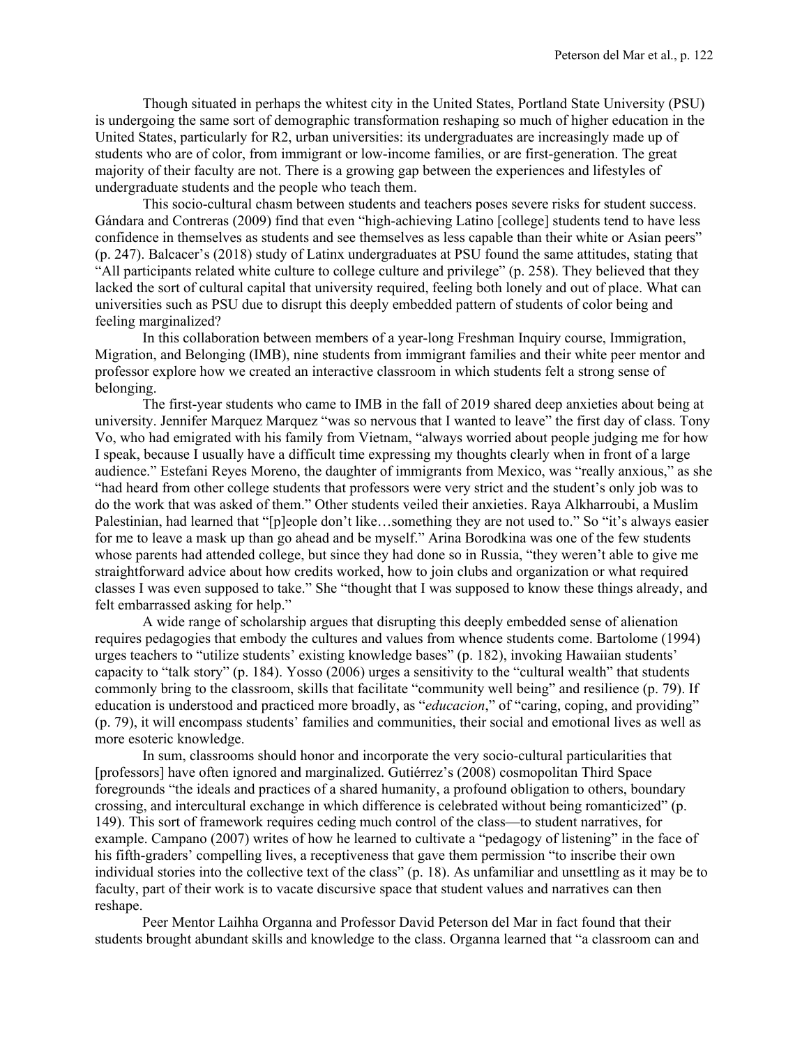Though situated in perhaps the whitest city in the United States, Portland State University (PSU) is undergoing the same sort of demographic transformation reshaping so much of higher education in the United States, particularly for R2, urban universities: its undergraduates are increasingly made up of students who are of color, from immigrant or low-income families, or are first-generation. The great majority of their faculty are not. There is a growing gap between the experiences and lifestyles of undergraduate students and the people who teach them.

This socio-cultural chasm between students and teachers poses severe risks for student success. Gándara and Contreras (2009) find that even "high-achieving Latino [college] students tend to have less confidence in themselves as students and see themselves as less capable than their white or Asian peers" (p. 247). Balcacer's (2018) study of Latinx undergraduates at PSU found the same attitudes, stating that "All participants related white culture to college culture and privilege" (p. 258). They believed that they lacked the sort of cultural capital that university required, feeling both lonely and out of place. What can universities such as PSU due to disrupt this deeply embedded pattern of students of color being and feeling marginalized?

In this collaboration between members of a year-long Freshman Inquiry course, Immigration, Migration, and Belonging (IMB), nine students from immigrant families and their white peer mentor and professor explore how we created an interactive classroom in which students felt a strong sense of belonging.

The first-year students who came to IMB in the fall of 2019 shared deep anxieties about being at university. Jennifer Marquez Marquez "was so nervous that I wanted to leave" the first day of class. Tony Vo, who had emigrated with his family from Vietnam, "always worried about people judging me for how I speak, because I usually have a difficult time expressing my thoughts clearly when in front of a large audience." Estefani Reyes Moreno, the daughter of immigrants from Mexico, was "really anxious," as she "had heard from other college students that professors were very strict and the student's only job was to do the work that was asked of them." Other students veiled their anxieties. Raya Alkharroubi, a Muslim Palestinian, had learned that "[p]eople don't like…something they are not used to." So "it's always easier for me to leave a mask up than go ahead and be myself." Arina Borodkina was one of the few students whose parents had attended college, but since they had done so in Russia, "they weren't able to give me straightforward advice about how credits worked, how to join clubs and organization or what required classes I was even supposed to take." She "thought that I was supposed to know these things already, and felt embarrassed asking for help."

A wide range of scholarship argues that disrupting this deeply embedded sense of alienation requires pedagogies that embody the cultures and values from whence students come. Bartolome (1994) urges teachers to "utilize students' existing knowledge bases" (p. 182), invoking Hawaiian students' capacity to "talk story" (p. 184). Yosso (2006) urges a sensitivity to the "cultural wealth" that students commonly bring to the classroom, skills that facilitate "community well being" and resilience (p. 79). If education is understood and practiced more broadly, as "*educacion*," of "caring, coping, and providing" (p. 79), it will encompass students' families and communities, their social and emotional lives as well as more esoteric knowledge.

In sum, classrooms should honor and incorporate the very socio-cultural particularities that [professors] have often ignored and marginalized. Gutiérrez's (2008) cosmopolitan Third Space foregrounds "the ideals and practices of a shared humanity, a profound obligation to others, boundary crossing, and intercultural exchange in which difference is celebrated without being romanticized" (p. 149). This sort of framework requires ceding much control of the class—to student narratives, for example. Campano (2007) writes of how he learned to cultivate a "pedagogy of listening" in the face of his fifth-graders' compelling lives, a receptiveness that gave them permission "to inscribe their own individual stories into the collective text of the class" (p. 18). As unfamiliar and unsettling as it may be to faculty, part of their work is to vacate discursive space that student values and narratives can then reshape.

Peer Mentor Laihha Organna and Professor David Peterson del Mar in fact found that their students brought abundant skills and knowledge to the class. Organna learned that "a classroom can and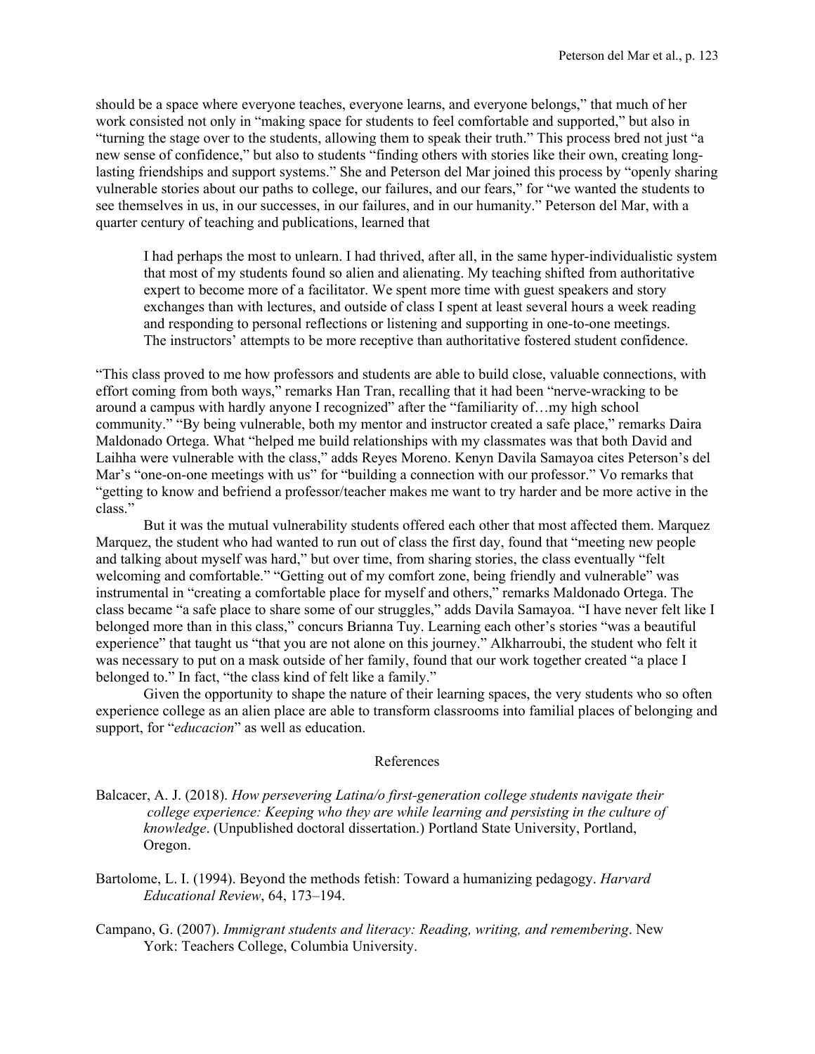should be a space where everyone teaches, everyone learns, and everyone belongs," that much of her work consisted not only in "making space for students to feel comfortable and supported," but also in "turning the stage over to the students, allowing them to speak their truth." This process bred not just "a new sense of confidence," but also to students "finding others with stories like their own, creating long-lasting friendships and support systems." She and Peterson del Mar joined this process by "openly sharing vulnerable stories about our paths to college, our failures, and our fears," for "we wanted the students to see themselves in us, in our successes, in our failures, and in our humanity." Peterson del Mar, with a quarter century of teaching and publications, learned that

> I had perhaps the most to unlearn. I had thrived, after all, in the same hyper-individualistic system that most of my students found so alien and alienating. My teaching shifted from authoritative expert to become more of a facilitator. We spent more time with guest speakers and story exchanges than with lectures, and outside of class I spent at least several hours a week reading and responding to personal reflections or listening and supporting in one-to-one meetings.
> The instructors' attempts to be more receptive than authoritative fostered student confidence.

"This class proved to me how professors and students are able to build close, valuable connections, with effort coming from both ways," remarks Han Tran, recalling that it had been "nerve-wracking to be around a campus with hardly anyone I recognized" after the "familiarity of…my high school community." "By being vulnerable, both my mentor and instructor created a safe place," remarks Daira Maldonado Ortega. What "helped me build relationships with my classmates was that both David and Laihha were vulnerable with the class," adds Reyes Moreno. Kenyn Davila Samayoa cites Peterson's del Mar's "one-on-one meetings with us" for "building a connection with our professor." Vo remarks that "getting to know and befriend a professor/teacher makes me want to try harder and be more active in the class."

But it was the mutual vulnerability students offered each other that most affected them. Marquez Marquez, the student who had wanted to run out of class the first day, found that "meeting new people and talking about myself was hard," but over time, from sharing stories, the class eventually "felt welcoming and comfortable." "Getting out of my comfort zone, being friendly and vulnerable" was instrumental in "creating a comfortable place for myself and others," remarks Maldonado Ortega. The class became "a safe place to share some of our struggles," adds Davila Samayoa. "I have never felt like I belonged more than in this class," concurs Brianna Tuy. Learning each other's stories "was a beautiful experience" that taught us "that you are not alone on this journey." Alkharroubi, the student who felt it was necessary to put on a mask outside of her family, found that our work together created "a place I belonged to." In fact, "the class kind of felt like a family."

Given the opportunity to shape the nature of their learning spaces, the very students who so often experience college as an alien place are able to transform classrooms into familial places of belonging and support, for "*educacion*" as well as education.

## References

Balcacer, A. J. (2018). *How persevering Latina/o first-generation college students navigate their college experience: Keeping who they are while learning and persisting in the culture of knowledge*. (Unpublished doctoral dissertation.) Portland State University, Portland, Oregon.

Bartolome, L. I. (1994). Beyond the methods fetish: Toward a humanizing pedagogy. *Harvard Educational Review*, 64, 173–194.

Campano, G. (2007). *Immigrant students and literacy: Reading, writing, and remembering*. New York: Teachers College, Columbia University.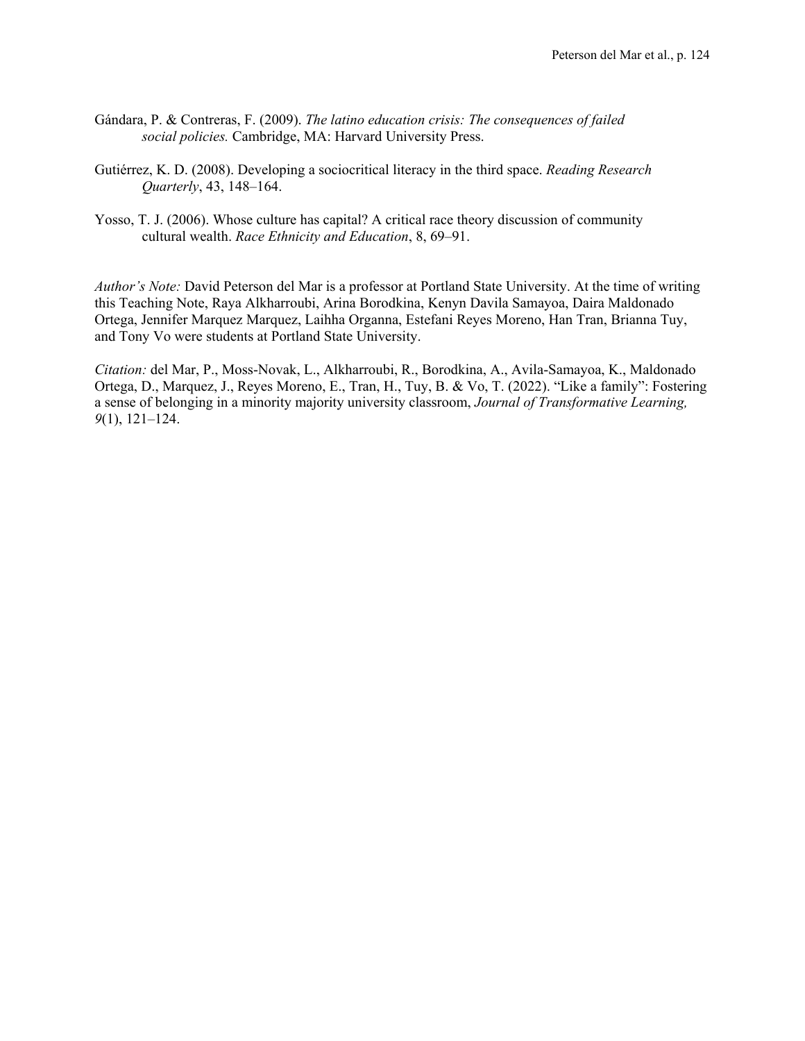Gándara, P. & Contreras, F. (2009). *The latino education crisis: The consequences of failed social policies.* Cambridge, MA: Harvard University Press.

Gutiérrez, K. D. (2008). Developing a sociocritical literacy in the third space. *Reading Research Quarterly*, 43, 148–164.

Yosso, T. J. (2006). Whose culture has capital? A critical race theory discussion of community cultural wealth. *Race Ethnicity and Education*, 8, 69–91.

*Author's Note:* David Peterson del Mar is a professor at Portland State University. At the time of writing this Teaching Note, Raya Alkharroubi, Arina Borodkina, Kenyn Davila Samayoa, Daira Maldonado Ortega, Jennifer Marquez Marquez, Laihha Organna, Estefani Reyes Moreno, Han Tran, Brianna Tuy, and Tony Vo were students at Portland State University.

*Citation:* del Mar, P., Moss-Novak, L., Alkharroubi, R., Borodkina, A., Avila-Samayoa, K., Maldonado Ortega, D., Marquez, J., Reyes Moreno, E., Tran, H., Tuy, B. & Vo, T. (2022). "Like a family": Fostering a sense of belonging in a minority majority university classroom, *Journal of Transformative Learning, 9*(1), 121–124.